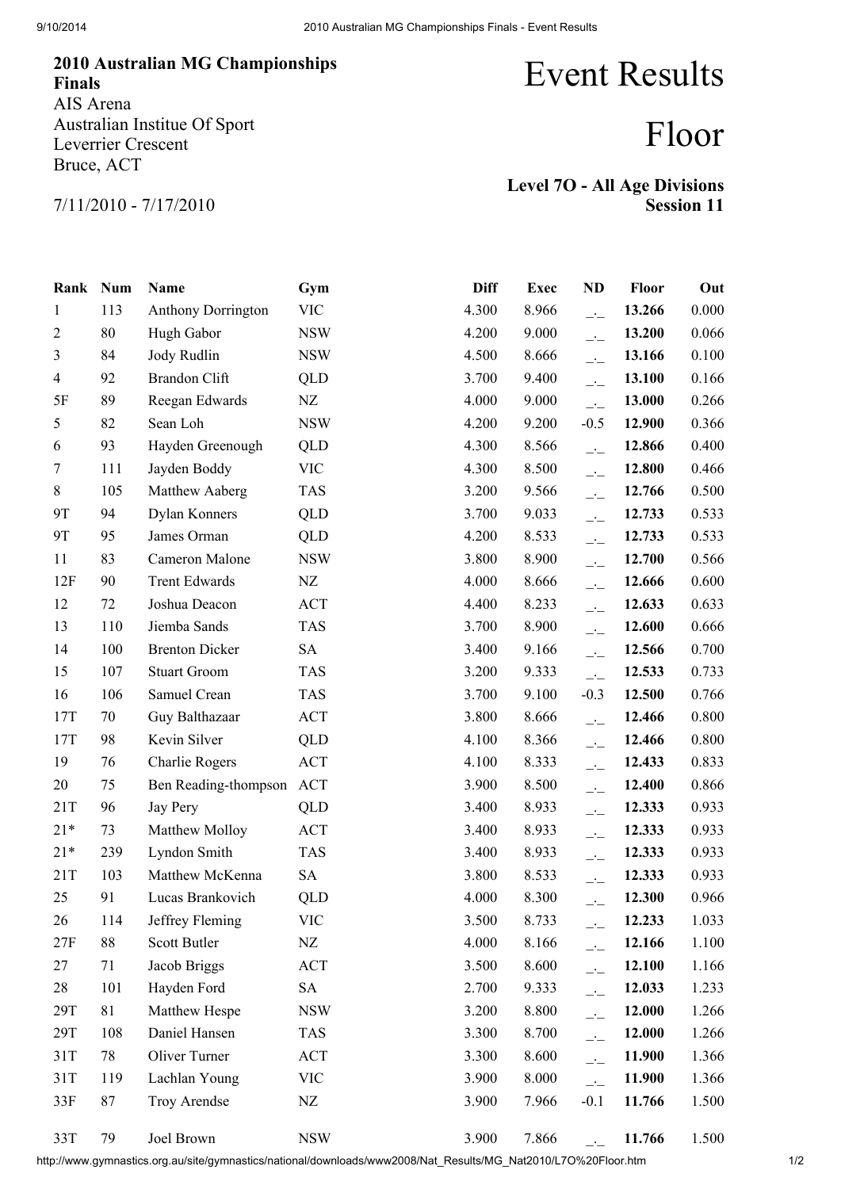**2010 Australian MG Championships Finals**
AIS Arena
Australian Institue Of Sport
Leverrier Crescent
Bruce, ACT

7/11/2010 - 7/17/2010

# Event Results

# Floor

**Level 7O - All Age Divisions**
**Session 11**

| Rank | Num | Name | Gym | Diff | Exec | ND | Floor | Out |
|---|---|---|---|---|---|---|---|---|
| 1 | 113 | Anthony Dorrington | VIC | 4.300 | 8.966 | _._ | **13.266** | 0.000 |
| 2 | 80 | Hugh Gabor | NSW | 4.200 | 9.000 | _._ | **13.200** | 0.066 |
| 3 | 84 | Jody Rudlin | NSW | 4.500 | 8.666 | _._ | **13.166** | 0.100 |
| 4 | 92 | Brandon Clift | QLD | 3.700 | 9.400 | _._ | **13.100** | 0.166 |
| 5F | 89 | Reegan Edwards | NZ | 4.000 | 9.000 | _._ | **13.000** | 0.266 |
| 5 | 82 | Sean Loh | NSW | 4.200 | 9.200 | -0.5 | **12.900** | 0.366 |
| 6 | 93 | Hayden Greenough | QLD | 4.300 | 8.566 | _._ | **12.866** | 0.400 |
| 7 | 111 | Jayden Boddy | VIC | 4.300 | 8.500 | _._ | **12.800** | 0.466 |
| 8 | 105 | Matthew Aaberg | TAS | 3.200 | 9.566 | _._ | **12.766** | 0.500 |
| 9T | 94 | Dylan Konners | QLD | 3.700 | 9.033 | _._ | **12.733** | 0.533 |
| 9T | 95 | James Orman | QLD | 4.200 | 8.533 | _._ | **12.733** | 0.533 |
| 11 | 83 | Cameron Malone | NSW | 3.800 | 8.900 | _._ | **12.700** | 0.566 |
| 12F | 90 | Trent Edwards | NZ | 4.000 | 8.666 | _._ | **12.666** | 0.600 |
| 12 | 72 | Joshua Deacon | ACT | 4.400 | 8.233 | _._ | **12.633** | 0.633 |
| 13 | 110 | Jiemba Sands | TAS | 3.700 | 8.900 | _._ | **12.600** | 0.666 |
| 14 | 100 | Brenton Dicker | SA | 3.400 | 9.166 | _._ | **12.566** | 0.700 |
| 15 | 107 | Stuart Groom | TAS | 3.200 | 9.333 | _._ | **12.533** | 0.733 |
| 16 | 106 | Samuel Crean | TAS | 3.700 | 9.100 | -0.3 | **12.500** | 0.766 |
| 17T | 70 | Guy Balthazaar | ACT | 3.800 | 8.666 | _._ | **12.466** | 0.800 |
| 17T | 98 | Kevin Silver | QLD | 4.100 | 8.366 | _._ | **12.466** | 0.800 |
| 19 | 76 | Charlie Rogers | ACT | 4.100 | 8.333 | _._ | **12.433** | 0.833 |
| 20 | 75 | Ben Reading-thompson | ACT | 3.900 | 8.500 | _._ | **12.400** | 0.866 |
| 21T | 96 | Jay Pery | QLD | 3.400 | 8.933 | _._ | **12.333** | 0.933 |
| 21* | 73 | Matthew Molloy | ACT | 3.400 | 8.933 | _._ | **12.333** | 0.933 |
| 21* | 239 | Lyndon Smith | TAS | 3.400 | 8.933 | _._ | **12.333** | 0.933 |
| 21T | 103 | Matthew McKenna | SA | 3.800 | 8.533 | _._ | **12.333** | 0.933 |
| 25 | 91 | Lucas Brankovich | QLD | 4.000 | 8.300 | _._ | **12.300** | 0.966 |
| 26 | 114 | Jeffrey Fleming | VIC | 3.500 | 8.733 | _._ | **12.233** | 1.033 |
| 27F | 88 | Scott Butler | NZ | 4.000 | 8.166 | _._ | **12.166** | 1.100 |
| 27 | 71 | Jacob Briggs | ACT | 3.500 | 8.600 | _._ | **12.100** | 1.166 |
| 28 | 101 | Hayden Ford | SA | 2.700 | 9.333 | _._ | **12.033** | 1.233 |
| 29T | 81 | Matthew Hespe | NSW | 3.200 | 8.800 | _._ | **12.000** | 1.266 |
| 29T | 108 | Daniel Hansen | TAS | 3.300 | 8.700 | _._ | **12.000** | 1.266 |
| 31T | 78 | Oliver Turner | ACT | 3.300 | 8.600 | _._ | **11.900** | 1.366 |
| 31T | 119 | Lachlan Young | VIC | 3.900 | 8.000 | _._ | **11.900** | 1.366 |
| 33F | 87 | Troy Arendse | NZ | 3.900 | 7.966 | -0.1 | **11.766** | 1.500 |
| 33T | 79 | Joel Brown | NSW | 3.900 | 7.866 | _._ | **11.766** | 1.500 |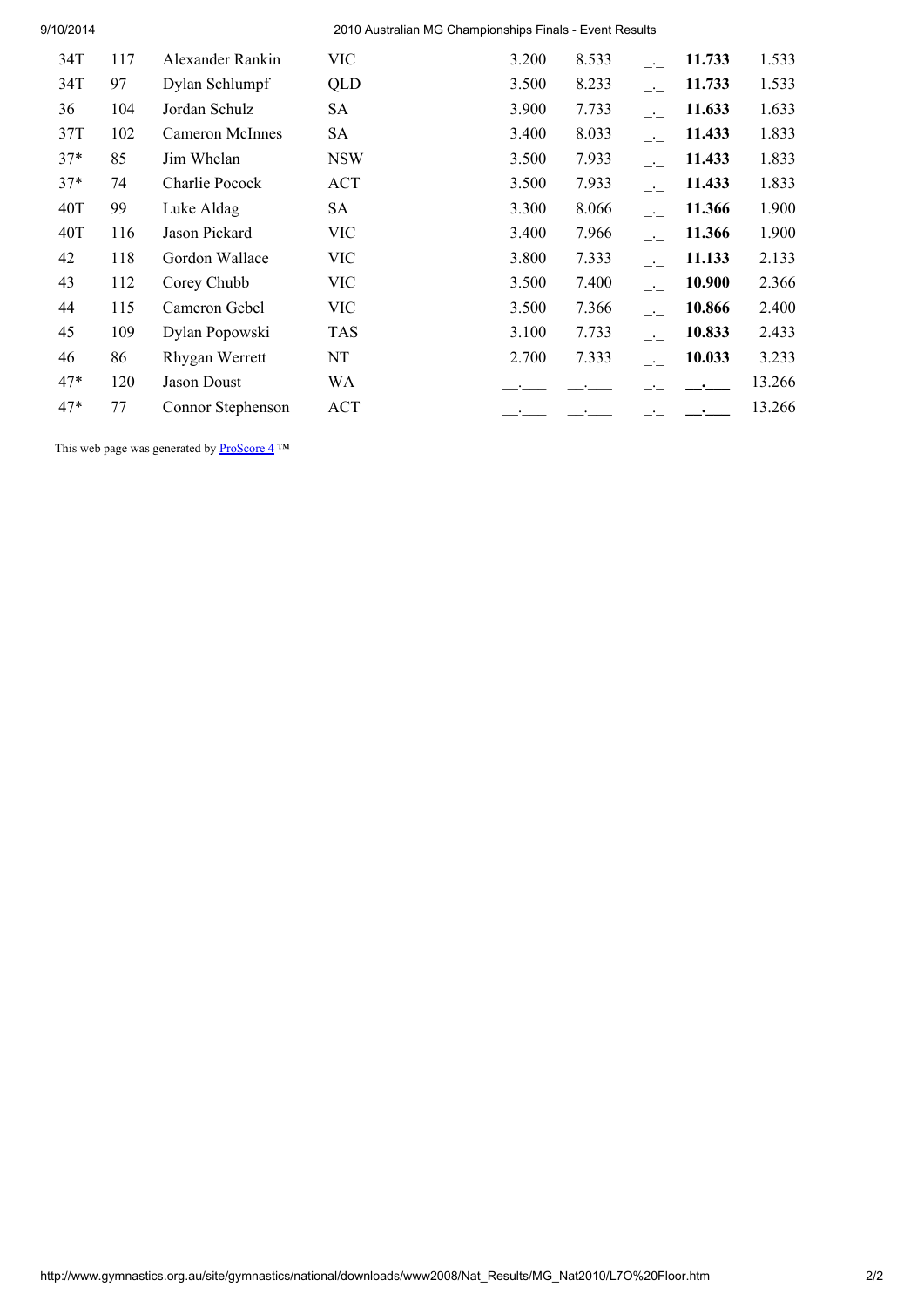| | | | | | | | | |
|---|---|---|---|---|---|---|---|---|
| 34T | 117 | Alexander Rankin | VIC | 3.200 | 8.533 | _._ | **11.733** | 1.533 |
| 34T | 97 | Dylan Schlumpf | QLD | 3.500 | 8.233 | _._ | **11.733** | 1.533 |
| 36 | 104 | Jordan Schulz | SA | 3.900 | 7.733 | _._ | **11.633** | 1.633 |
| 37T | 102 | Cameron McInnes | SA | 3.400 | 8.033 | _._ | **11.433** | 1.833 |
| 37* | 85 | Jim Whelan | NSW | 3.500 | 7.933 | _._ | **11.433** | 1.833 |
| 37* | 74 | Charlie Pocock | ACT | 3.500 | 7.933 | _._ | **11.433** | 1.833 |
| 40T | 99 | Luke Aldag | SA | 3.300 | 8.066 | _._ | **11.366** | 1.900 |
| 40T | 116 | Jason Pickard | VIC | 3.400 | 7.966 | _._ | **11.366** | 1.900 |
| 42 | 118 | Gordon Wallace | VIC | 3.800 | 7.333 | _._ | **11.133** | 2.133 |
| 43 | 112 | Corey Chubb | VIC | 3.500 | 7.400 | _._ | **10.900** | 2.366 |
| 44 | 115 | Cameron Gebel | VIC | 3.500 | 7.366 | _._ | **10.866** | 2.400 |
| 45 | 109 | Dylan Popowski | TAS | 3.100 | 7.733 | _._ | **10.833** | 2.433 |
| 46 | 86 | Rhygan Werrett | NT | 2.700 | 7.333 | _._ | **10.033** | 3.233 |
| 47* | 120 | Jason Doust | WA | __.___ | __.___ | _._ | **__.___** | 13.266 |
| 47* | 77 | Connor Stephenson | ACT | __.___ | __.___ | _._ | **__.___** | 13.266 |

This web page was generated by ProScore 4 ™